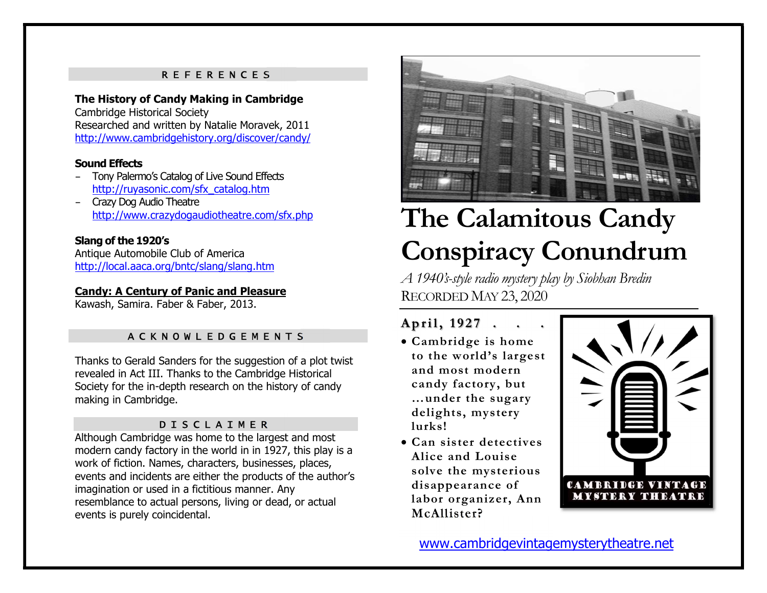## REFERENCES

**The History of Candy Making in Cambridge**
Cambridge Historical Society
Researched and written by Natalie Moravek, 2011
http://www.cambridgehistory.org/discover/candy/

**Sound Effects**

- Tony Palermo's Catalog of Live Sound Effects
  http://ruyasonic.com/sfx_catalog.htm
- Crazy Dog Audio Theatre
  http://www.crazydogaudiotheatre.com/sfx.php

**Slang of the 1920's**
Antique Automobile Club of America
http://local.aaca.org/bntc/slang/slang.htm

**Candy: A Century of Panic and Pleasure**
Kawash, Samira. Faber & Faber, 2013.

## ACKNOWLEDGEMENTS

Thanks to Gerald Sanders for the suggestion of a plot twist revealed in Act III. Thanks to the Cambridge Historical Society for the in-depth research on the history of candy making in Cambridge.

## DISCLAIMER

Although Cambridge was home to the largest and most modern candy factory in the world in in 1927, this play is a work of fiction. Names, characters, businesses, places, events and incidents are either the products of the author's imagination or used in a fictitious manner. Any resemblance to actual persons, living or dead, or actual events is purely coincidental.

# The Calamitous Candy Conspiracy Conundrum

*A 1940's-style radio mystery play by Siobhan Bredin*
RECORDED MAY 23, 2020

**April, 1927 . . .**

- **Cambridge is home to the world's largest and most modern candy factory, but …under the sugary delights, mystery lurks!**
- **Can sister detectives Alice and Louise solve the mysterious disappearance of labor organizer, Ann McAllister?**

CAMBRIDGE VINTAGE MYSTERY THEATRE

www.cambridgevintagemysterytheatre.net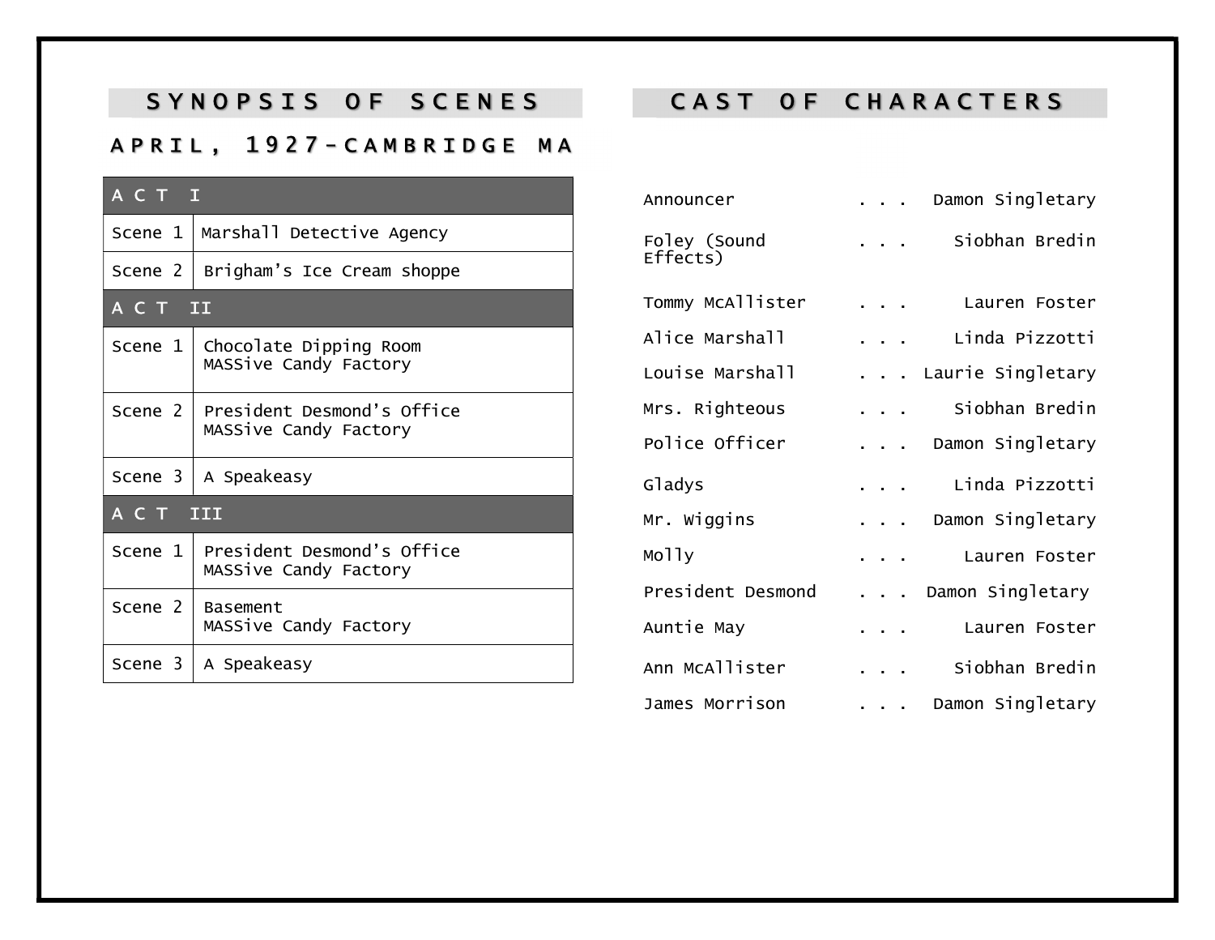## SYNOPSIS OF SCENES

### APRIL, 1927-CAMBRIDGE MA

| | |
|---|---|
| **ACT I** | |
| Scene 1 | Marshall Detective Agency |
| Scene 2 | Brigham's Ice Cream shoppe |
| **ACT II** | |
| Scene 1 | Chocolate Dipping Room<br>MASSive Candy Factory |
| Scene 2 | President Desmond's Office<br>MASSive Candy Factory |
| Scene 3 | A Speakeasy |
| **ACT III** | |
| Scene 1 | President Desmond's Office<br>MASSive Candy Factory |
| Scene 2 | Basement<br>MASSive Candy Factory |
| Scene 3 | A Speakeasy |

## CAST OF CHARACTERS

| | | |
|---|---|---|
| Announcer | . . . | Damon Singletary |
| Foley (Sound Effects) | . . . | Siobhan Bredin |
| Tommy McAllister | . . . | Lauren Foster |
| Alice Marshall | . . . | Linda Pizzotti |
| Louise Marshall | . . . | Laurie Singletary |
| Mrs. Righteous | . . . | Siobhan Bredin |
| Police Officer | . . . | Damon Singletary |
| Gladys | . . . | Linda Pizzotti |
| Mr. Wiggins | . . . | Damon Singletary |
| Molly | . . . | Lauren Foster |
| President Desmond | . . . | Damon Singletary |
| Auntie May | . . . | Lauren Foster |
| Ann McAllister | . . . | Siobhan Bredin |
| James Morrison | . . . | Damon Singletary |